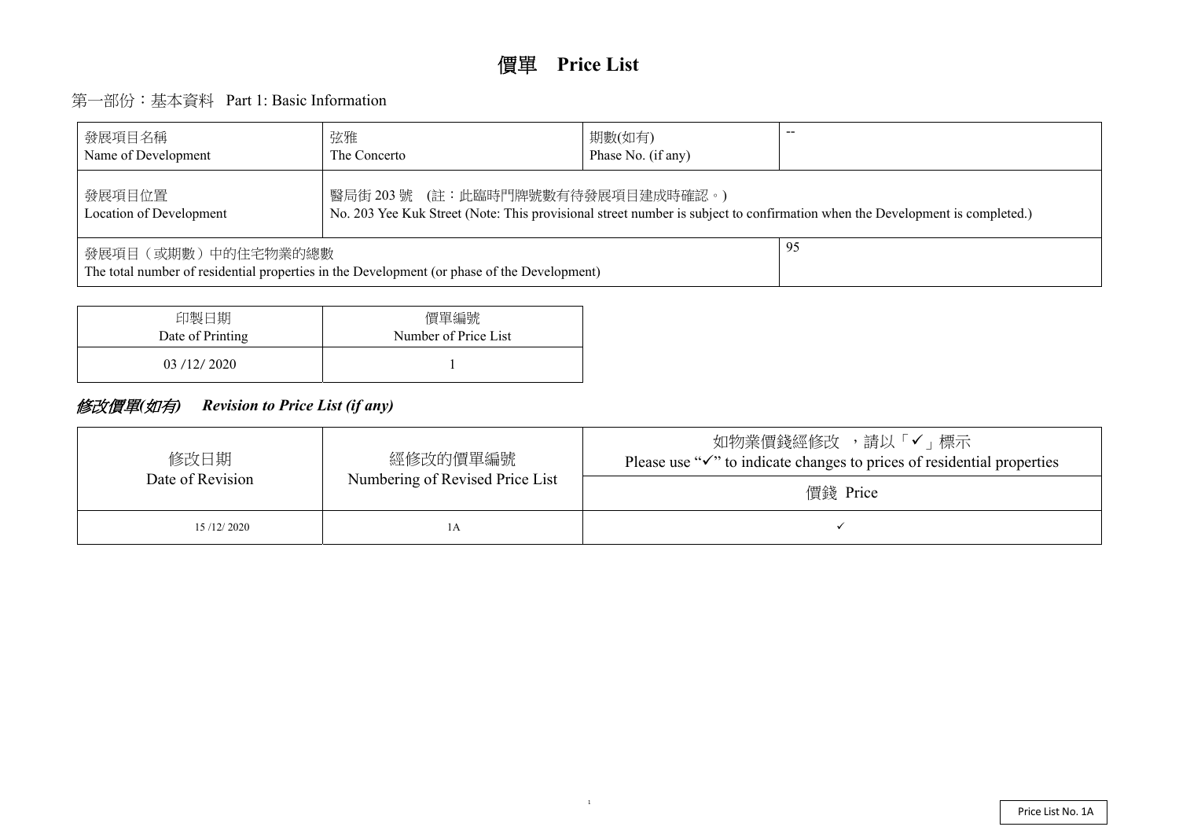# 價單 Price List

## 第一部份：基本資料 Part 1: Basic Information

| 發展項目名稱<br>Name of Development | 弦雅<br>The Concerto | 期數(如有)<br>Phase No. (if any) | -- |
|---|---|---|---|
| 發展項目位置<br>Location of Development | 醫局街 203 號 (註：此臨時門牌號數有待發展項目建成時確認。)<br>No. 203 Yee Kuk Street (Note: This provisional street number is subject to confirmation when the Development is completed.) | | |
| 發展項目（或期數）中的住宅物業的總數<br>The total number of residential properties in the Development (or phase of the Development) | | | 95 |

| 印製日期<br>Date of Printing | 價單編號<br>Number of Price List |
|---|---|
| 03 /12/ 2020 | 1 |

## *修改價單(如有) Revision to Price List (if any)*

| 修改日期<br>Date of Revision | 經修改的價單編號<br>Numbering of Revised Price List | 如物業價錢經修改 ，請以「✓」標示<br>Please use "✓" to indicate changes to prices of residential properties |
|---|---|---|
| | | 價錢 Price |
| 15 /12/ 2020 | 1A | ✓ |

Price List No. 1A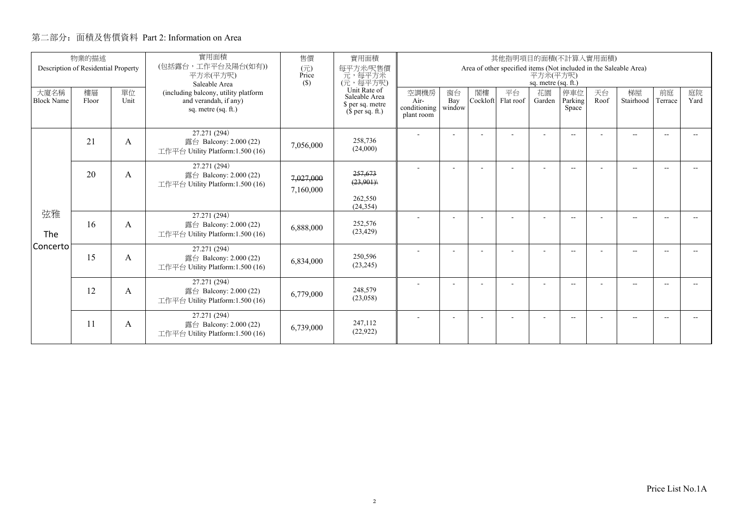## 第二部分：面積及售價資料 Part 2: Information on Area

| 物業的描述 Description of Residential Property | | | 實用面積 (包括露台，工作平台及陽台(如有)) 平方米(平方呎) Saleable Area | 售價 (元) Price ($) | 實用面積 每平方米/呎售價 元，每平方米 (元，每平方呎) Unit Rate of Saleable Area $ per sq. metre ($ per sq. ft.) | 其他指明項目的面積(不計算入實用面積) Area of other specified items (Not included in the Saleable Area) 平方米(平方呎) sq. metre (sq. ft.) | | | | | | | | | |
|---|---|---|---|---|---|---|---|---|---|---|---|---|---|---|---|
| 大廈名稱 Block Name | 樓層 Floor | 單位 Unit | (including balcony, utility platform and verandah, if any) sq. metre (sq. ft.) | | | 空調機房 Air-conditioning plant room | 窗台 Bay window | 閣樓 Cockloft | 平台 Flat roof | 花園 Garden | 停車位 Parking Space | 天台 Roof | 梯屋 Stairhood | 前庭 Terrace | 庭院 Yard |
| 弦雅 The Concerto | 21 | A | 27.271 (294) 露台 Balcony: 2.000 (22) 工作平台 Utility Platform:1.500 (16) | 7,056,000 | 258,736 (24,000) | - | - | - | - | - | -- | - | -- | -- | -- |
| | 20 | A | 27.271 (294) 露台 Balcony: 2.000 (22) 工作平台 Utility Platform:1.500 (16) | ~~7,027,000~~ 7,160,000 | ~~257,673 (23,901)~~ 262,550 (24,354) | - | - | - | - | - | -- | - | -- | -- | -- |
| | 16 | A | 27.271 (294) 露台 Balcony: 2.000 (22) 工作平台 Utility Platform:1.500 (16) | 6,888,000 | 252,576 (23,429) | - | - | - | - | - | -- | - | -- | -- | -- |
| | 15 | A | 27.271 (294) 露台 Balcony: 2.000 (22) 工作平台 Utility Platform:1.500 (16) | 6,834,000 | 250,596 (23,245) | - | - | - | - | - | -- | - | -- | -- | -- |
| | 12 | A | 27.271 (294) 露台 Balcony: 2.000 (22) 工作平台 Utility Platform:1.500 (16) | 6,779,000 | 248,579 (23,058) | - | - | - | - | - | -- | - | -- | -- | -- |
| | 11 | A | 27.271 (294) 露台 Balcony: 2.000 (22) 工作平台 Utility Platform:1.500 (16) | 6,739,000 | 247,112 (22,922) | - | - | - | - | - | -- | - | -- | -- | -- |

Price List No.1A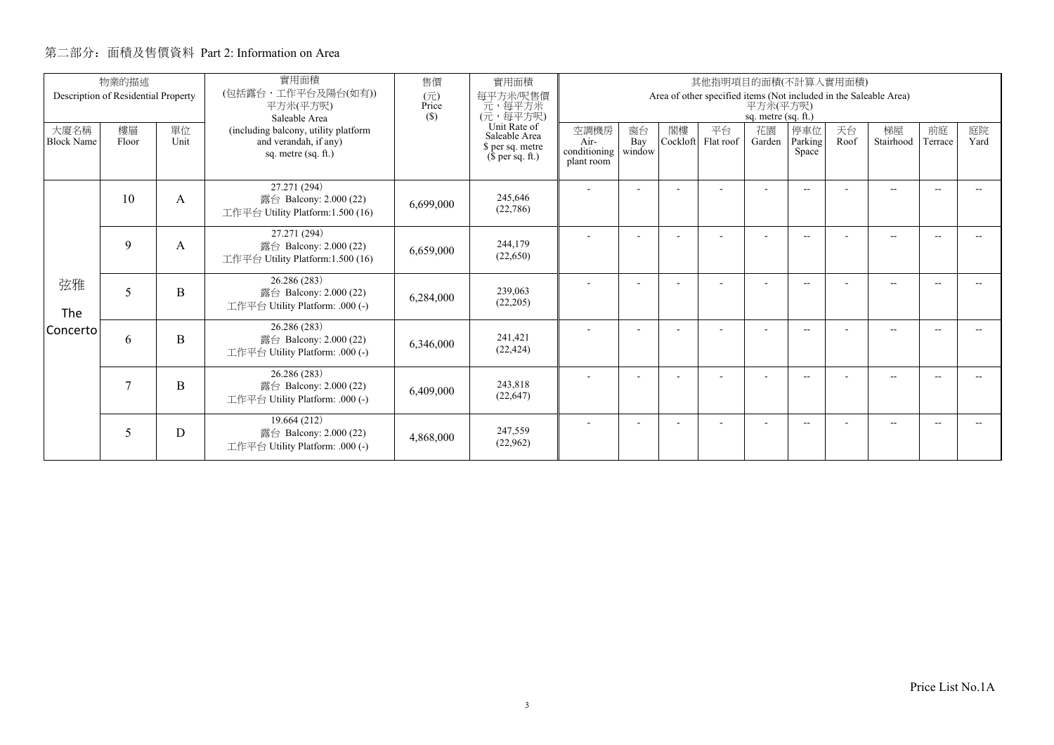## 第二部分：面積及售價資料 Part 2: Information on Area

| 物業的描述 Description of Residential Property | | | 實用面積 (包括露台，工作平台及陽台(如有)) 平方米(平方呎) Saleable Area | 售價 (元) Price ($) | 實用面積 每平方米/呎售價 元，每平方米 (元，每平方呎) | 其他指明項目的面積(不計算入實用面積) Area of other specified items (Not included in the Saleable Area) 平方米(平方呎) sq. metre (sq. ft.) | | | | | | | | | |
|---|---|---|---|---|---|---|---|---|---|---|---|---|---|---|---|
| 大廈名稱 Block Name | 樓層 Floor | 單位 Unit | (including balcony, utility platform and verandah, if any) sq. metre (sq. ft.) | | Unit Rate of Saleable Area $ per sq. metre ($ per sq. ft.) | 空調機房 Air-conditioning plant room | 窗台 Bay window | 閣樓 Cockloft | 平台 Flat roof | 花園 Garden | 停車位 Parking Space | 天台 Roof | 梯屋 Stairhood | 前庭 Terrace | 庭院 Yard |
| 弦雅 The Concerto | 10 | A | 27.271 (294) 露台 Balcony: 2.000 (22) 工作平台 Utility Platform:1.500 (16) | 6,699,000 | 245,646 (22,786) | - | - | - | - | - | -- | - | -- | -- | -- |
| | 9 | A | 27.271 (294) 露台 Balcony: 2.000 (22) 工作平台 Utility Platform:1.500 (16) | 6,659,000 | 244,179 (22,650) | - | - | - | - | - | -- | - | -- | -- | -- |
| | 5 | B | 26.286 (283) 露台 Balcony: 2.000 (22) 工作平台 Utility Platform: .000 (-) | 6,284,000 | 239,063 (22,205) | - | - | - | - | - | -- | - | -- | -- | -- |
| | 6 | B | 26.286 (283) 露台 Balcony: 2.000 (22) 工作平台 Utility Platform: .000 (-) | 6,346,000 | 241,421 (22,424) | - | - | - | - | - | -- | - | -- | -- | -- |
| | 7 | B | 26.286 (283) 露台 Balcony: 2.000 (22) 工作平台 Utility Platform: .000 (-) | 6,409,000 | 243,818 (22,647) | - | - | - | - | - | -- | - | -- | -- | -- |
| | 5 | D | 19.664 (212) 露台 Balcony: 2.000 (22) 工作平台 Utility Platform: .000 (-) | 4,868,000 | 247,559 (22,962) | - | - | - | - | - | -- | - | -- | -- | -- |

Price List No.1A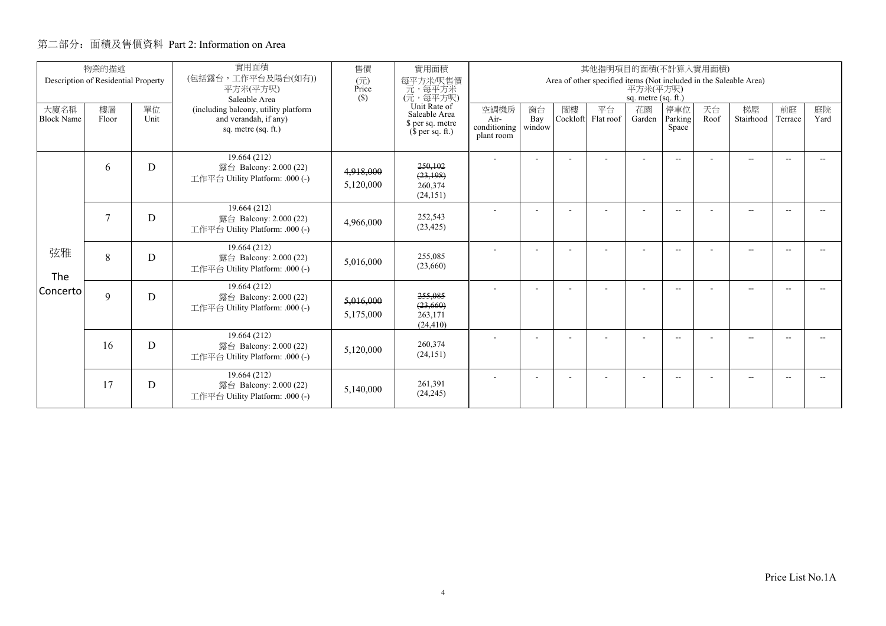第二部分：面積及售價資料 Part 2: Information on Area

| 物業的描述 Description of Residential Property | | | 實用面積 (包括露台，工作平台及陽台(如有)) 平方米(平方呎) Saleable Area (including balcony, utility platform and verandah, if any) sq. metre (sq. ft.) | 售價 (元) Price ($) | 實用面積 每平方米/呎售價 元，每平方米 (元，每平方呎) Unit Rate of Saleable Area $ per sq. metre ($ per sq. ft.) | 其他指明項目的面積(不計算入實用面積) Area of other specified items (Not included in the Saleable Area) 平方米(平方呎) sq. metre (sq. ft.) | | | | | | | | | |
|---|---|---|---|---|---|---|---|---|---|---|---|---|---|---|---|
| 大廈名稱 Block Name | 樓層 Floor | 單位 Unit | | | | 空調機房 Air-conditioning plant room | 窗台 Bay window | 閣樓 Cockloft | 平台 Flat roof | 花園 Garden | 停車位 Parking Space | 天台 Roof | 梯屋 Stairhood | 前庭 Terrace | 庭院 Yard |
| 弦雅 The Concerto | 6 | D | 19.664 (212) 露台 Balcony: 2.000 (22) 工作平台 Utility Platform: .000 (-) | ~~4,918,000~~ 5,120,000 | ~~250,102~~ ~~(23,198)~~ 260,374 (24,151) | - | - | - | - | - | -- | - | -- | -- | -- |
| | 7 | D | 19.664 (212) 露台 Balcony: 2.000 (22) 工作平台 Utility Platform: .000 (-) | 4,966,000 | 252,543 (23,425) | - | - | - | - | - | -- | - | -- | -- | -- |
| | 8 | D | 19.664 (212) 露台 Balcony: 2.000 (22) 工作平台 Utility Platform: .000 (-) | 5,016,000 | 255,085 (23,660) | - | - | - | - | - | -- | - | -- | -- | -- |
| | 9 | D | 19.664 (212) 露台 Balcony: 2.000 (22) 工作平台 Utility Platform: .000 (-) | ~~5,016,000~~ 5,175,000 | ~~255,085~~ ~~(23,660)~~ 263,171 (24,410) | - | - | - | - | - | -- | - | -- | -- | -- |
| | 16 | D | 19.664 (212) 露台 Balcony: 2.000 (22) 工作平台 Utility Platform: .000 (-) | 5,120,000 | 260,374 (24,151) | - | - | - | - | - | -- | - | -- | -- | -- |
| | 17 | D | 19.664 (212) 露台 Balcony: 2.000 (22) 工作平台 Utility Platform: .000 (-) | 5,140,000 | 261,391 (24,245) | - | - | - | - | - | -- | - | -- | -- | -- |

Price List No.1A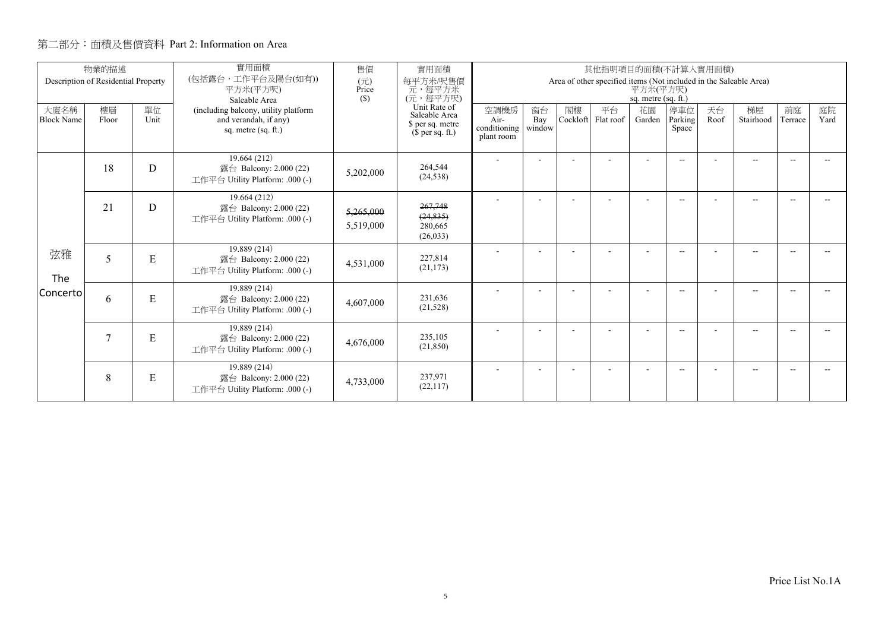## 第二部分：面積及售價資料 Part 2: Information on Area

| 物業的描述 Description of Residential Property | | | 實用面積 (包括露台，工作平台及陽台(如有)) 平方米(平方呎) Saleable Area | 售價 (元) Price ($) | 實用面積 每平方米/呎售價 元，每平方米 (元，每平方呎) Unit Rate of Saleable Area $ per sq. metre ($ per sq. ft.) | 其他指明項目的面積(不計算入實用面積) Area of other specified items (Not included in the Saleable Area) 平方米(平方呎) sq. metre (sq. ft.) | | | | | | | | | |
|---|---|---|---|---|---|---|---|---|---|---|---|---|---|---|---|
| 大廈名稱 Block Name | 樓層 Floor | 單位 Unit | (including balcony, utility platform and verandah, if any) sq. metre (sq. ft.) | | | 空調機房 Air-conditioning plant room | 窗台 Bay window | 閣樓 Cockloft | 平台 Flat roof | 花園 Garden | 停車位 Parking Space | 天台 Roof | 梯屋 Stairhood | 前庭 Terrace | 庭院 Yard |
| 弦雅 The Concerto | 18 | D | 19.664 (212) 露台 Balcony: 2.000 (22) 工作平台 Utility Platform: .000 (-) | 5,202,000 | 264,544 (24,538) | - | - | - | - | - | -- | - | -- | -- | -- |
| | 21 | D | 19.664 (212) 露台 Balcony: 2.000 (22) 工作平台 Utility Platform: .000 (-) | ~~5,265,000~~ 5,519,000 | ~~267,748 (24,835)~~ 280,665 (26,033) | - | - | - | - | - | -- | - | -- | -- | -- |
| | 5 | E | 19.889 (214) 露台 Balcony: 2.000 (22) 工作平台 Utility Platform: .000 (-) | 4,531,000 | 227,814 (21,173) | - | - | - | - | - | -- | - | -- | -- | -- |
| | 6 | E | 19.889 (214) 露台 Balcony: 2.000 (22) 工作平台 Utility Platform: .000 (-) | 4,607,000 | 231,636 (21,528) | - | - | - | - | - | -- | - | -- | -- | -- |
| | 7 | E | 19.889 (214) 露台 Balcony: 2.000 (22) 工作平台 Utility Platform: .000 (-) | 4,676,000 | 235,105 (21,850) | - | - | - | - | - | -- | - | -- | -- | -- |
| | 8 | E | 19.889 (214) 露台 Balcony: 2.000 (22) 工作平台 Utility Platform: .000 (-) | 4,733,000 | 237,971 (22,117) | - | - | - | - | - | -- | - | -- | -- | -- |

Price List No.1A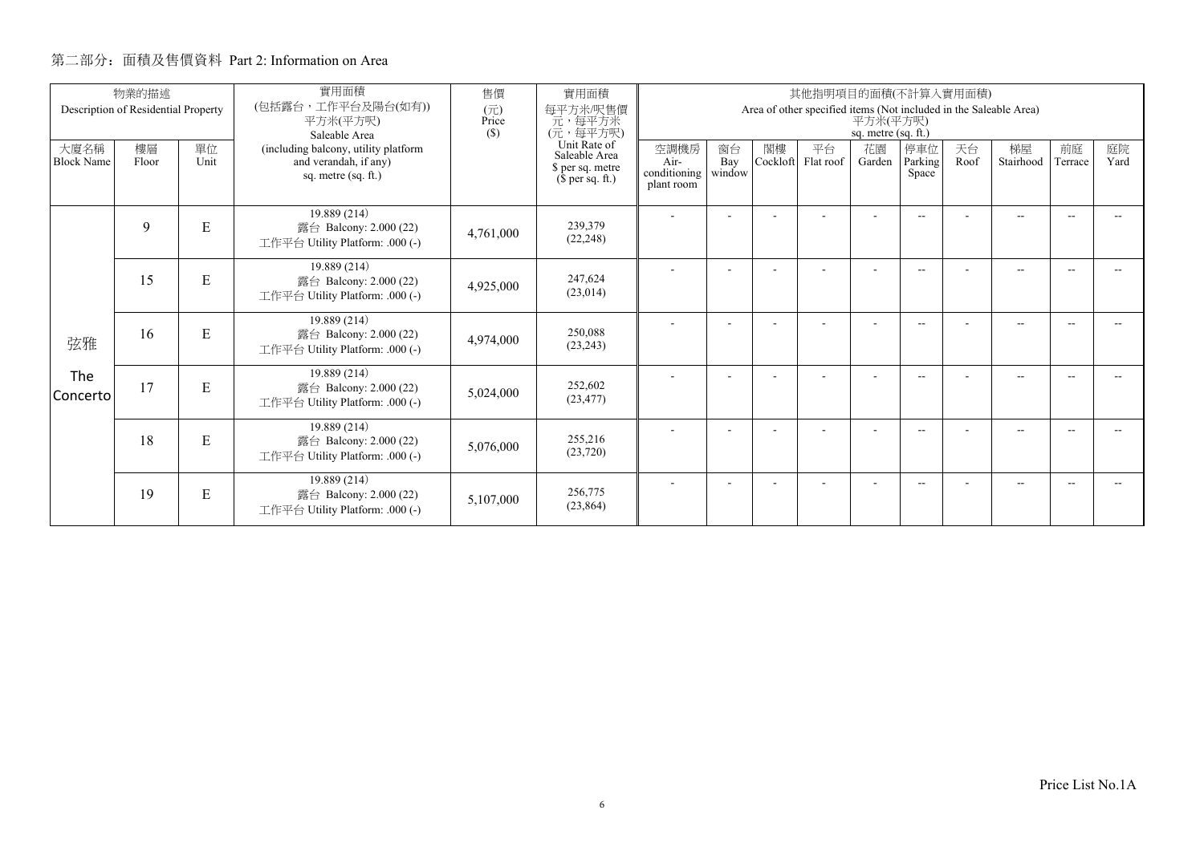## 第二部分：面積及售價資料 Part 2: Information on Area

| 物業的描述 Description of Residential Property | | | 實用面積 (包括露台，工作平台及陽台(如有)) 平方米(平方呎) Saleable Area (including balcony, utility platform and verandah, if any) sq. metre (sq. ft.) | 售價 (元) Price ($) | 實用面積 每平方米/呎售價 元，每平方米 (元，每平方呎) Unit Rate of Saleable Area $ per sq. metre ($ per sq. ft.) | 其他指明項目的面積(不計算入實用面積) Area of other specified items (Not included in the Saleable Area) 平方米(平方呎) sq. metre (sq. ft.) | | | | | | | | | |
|---|---|---|---|---|---|---|---|---|---|---|---|---|---|---|---|
| 大廈名稱 Block Name | 樓層 Floor | 單位 Unit | | | | 空調機房 Air-conditioning plant room | 窗台 Bay window | 閣樓 Cockloft | 平台 Flat roof | 花園 Garden | 停車位 Parking Space | 天台 Roof | 梯屋 Stairhood | 前庭 Terrace | 庭院 Yard |
| 弦雅 The Concerto | 9 | E | 19.889 (214) 露台 Balcony: 2.000 (22) 工作平台 Utility Platform: .000 (-) | 4,761,000 | 239,379 (22,248) | - | - | - | - | - | -- | - | -- | -- | -- |
| | 15 | E | 19.889 (214) 露台 Balcony: 2.000 (22) 工作平台 Utility Platform: .000 (-) | 4,925,000 | 247,624 (23,014) | - | - | - | - | - | -- | - | -- | -- | -- |
| | 16 | E | 19.889 (214) 露台 Balcony: 2.000 (22) 工作平台 Utility Platform: .000 (-) | 4,974,000 | 250,088 (23,243) | - | - | - | - | - | -- | - | -- | -- | -- |
| | 17 | E | 19.889 (214) 露台 Balcony: 2.000 (22) 工作平台 Utility Platform: .000 (-) | 5,024,000 | 252,602 (23,477) | - | - | - | - | - | -- | - | -- | -- | -- |
| | 18 | E | 19.889 (214) 露台 Balcony: 2.000 (22) 工作平台 Utility Platform: .000 (-) | 5,076,000 | 255,216 (23,720) | - | - | - | - | - | -- | - | -- | -- | -- |
| | 19 | E | 19.889 (214) 露台 Balcony: 2.000 (22) 工作平台 Utility Platform: .000 (-) | 5,107,000 | 256,775 (23,864) | - | - | - | - | - | -- | - | -- | -- | -- |

Price List No.1A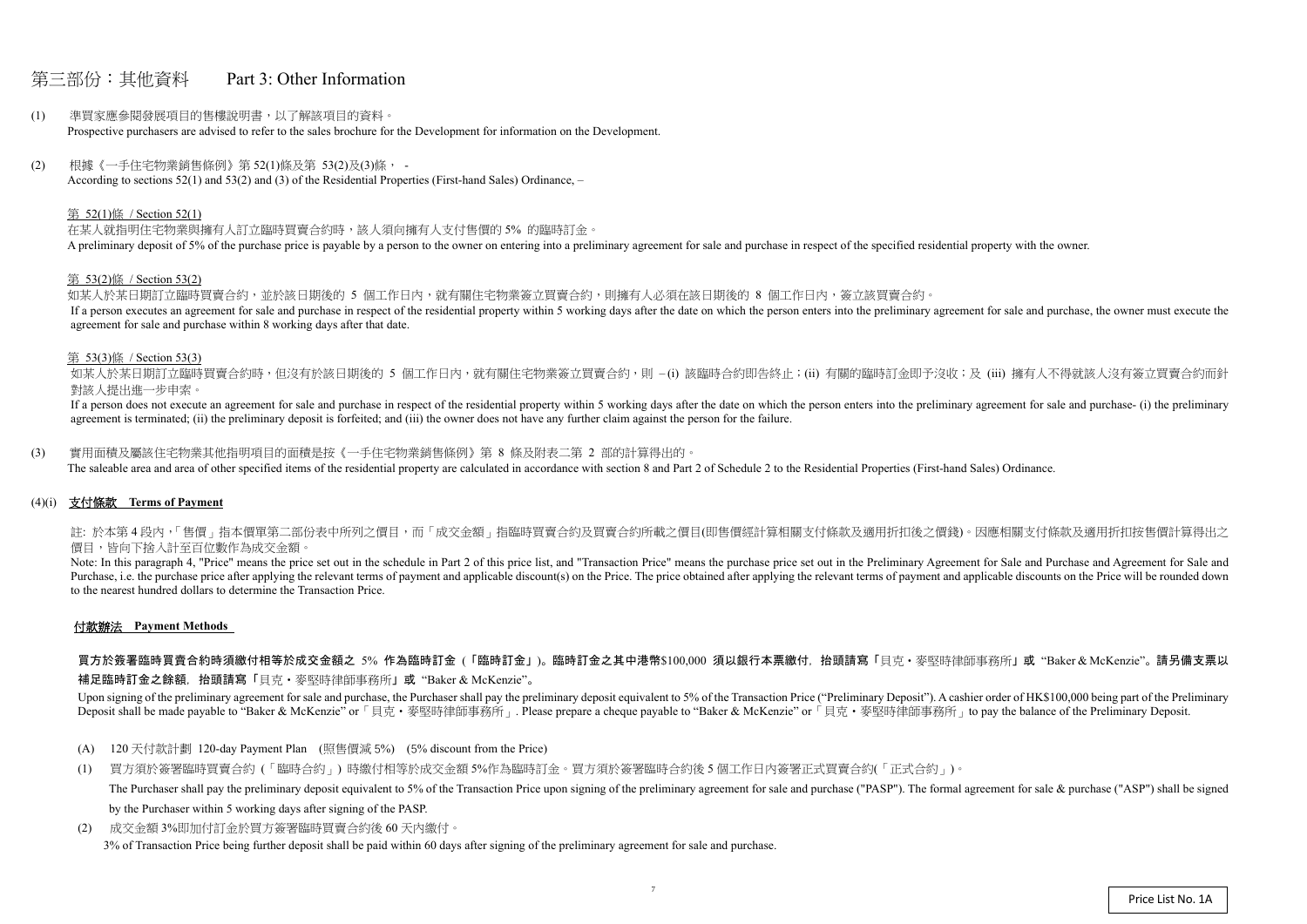# 第三部份：其他資料　Part 3: Other Information

(1) 準買家應參閱發展項目的售樓說明書，以了解該項目的資料。
Prospective purchasers are advised to refer to the sales brochure for the Development for information on the Development.

(2) 根據《一手住宅物業銷售條例》第 52(1)條及第 53(2)及(3)條， -
According to sections 52(1) and 53(2) and (3) of the Residential Properties (First-hand Sales) Ordinance, –

第 52(1)條 / Section 52(1)

在某人就指明住宅物業與擁有人訂立臨時買賣合約時，該人須向擁有人支付售價的 5% 的臨時訂金。
A preliminary deposit of 5% of the purchase price is payable by a person to the owner on entering into a preliminary agreement for sale and purchase in respect of the specified residential property with the owner.

第 53(2)條 / Section 53(2)

如某人於某日期訂立臨時買賣合約，並於該日期後的 5 個工作日內，就有關住宅物業簽立買賣合約，則擁有人必須在該日期後的 8 個工作日內，簽立該買賣合約。
If a person executes an agreement for sale and purchase in respect of the residential property within 5 working days after the date on which the person enters into the preliminary agreement for sale and purchase, the owner must execute the agreement for sale and purchase within 8 working days after that date.

第 53(3)條 / Section 53(3)

如某人於某日期訂立臨時買賣合約時，但沒有於該日期後的 5 個工作日內，就有關住宅物業簽立買賣合約，則 – (i) 該臨時合約即告終止；(ii) 有關的臨時訂金即予沒收；及 (iii) 擁有人不得就該人沒有簽立買賣合約而針對該人提出進一步申索。
If a person does not execute an agreement for sale and purchase in respect of the residential property within 5 working days after the date on which the person enters into the preliminary agreement for sale and purchase- (i) the preliminary agreement is terminated; (ii) the preliminary deposit is forfeited; and (iii) the owner does not have any further claim against the person for the failure.

(3) 實用面積及屬該住宅物業其他指明項目的面積是按《一手住宅物業銷售條例》第 8 條及附表二第 2 部的計算得出的。
The saleable area and area of other specified items of the residential property are calculated in accordance with section 8 and Part 2 of Schedule 2 to the Residential Properties (First-hand Sales) Ordinance.

(4)(i) **支付條款 Terms of Payment**

註: 於本第 4 段內，「售價」指本價單第二部份表中所列之價目，而「成交金額」指臨時買賣合約及買賣合約所載之價目(即售價經計算相關支付條款及適用折扣後之價錢)。因應相關支付條款及適用折扣按售價計算得出之價目，皆向下捨入計至百位數作為成交金額。
Note: In this paragraph 4, "Price" means the price set out in the schedule in Part 2 of this price list, and "Transaction Price" means the purchase price set out in the Preliminary Agreement for Sale and Purchase and Agreement for Sale and Purchase, i.e. the purchase price after applying the relevant terms of payment and applicable discount(s) on the Price. The price obtained after applying the relevant terms of payment and applicable discounts on the Price will be rounded down to the nearest hundred dollars to determine the Transaction Price.

**付款辦法 Payment Methods**

**買方於簽署臨時買賣合約時須繳付相等於成交金額之 5% 作為臨時訂金 (「臨時訂金」)。臨時訂金之其中港幣$100,000 須以銀行本票繳付，抬頭請寫「貝克・麥堅時律師事務所」或 "Baker & McKenzie"。請另備支票以補足臨時訂金之餘額，抬頭請寫「貝克・麥堅時律師事務所」或 "Baker & McKenzie"。**

Upon signing of the preliminary agreement for sale and purchase, the Purchaser shall pay the preliminary deposit equivalent to 5% of the Transaction Price ("Preliminary Deposit"). A cashier order of HK$100,000 being part of the Preliminary Deposit shall be made payable to "Baker & McKenzie" or「貝克・麥堅時律師事務所」. Please prepare a cheque payable to "Baker & McKenzie" or「貝克・麥堅時律師事務所」to pay the balance of the Preliminary Deposit.

(A) 120 天付款計劃 120-day Payment Plan (照售價減 5%) (5% discount from the Price)

(1) 買方須於簽署臨時買賣合約 (「臨時合約」) 時繳付相等於成交金額 5%作為臨時訂金。買方須於簽署臨時合約後 5 個工作日內簽署正式買賣合約(「正式合約」)。
The Purchaser shall pay the preliminary deposit equivalent to 5% of the Transaction Price upon signing of the preliminary agreement for sale and purchase ("PASP"). The formal agreement for sale & purchase ("ASP") shall be signed by the Purchaser within 5 working days after signing of the PASP.

(2) 成交金額 3%即加付訂金於買方簽署臨時買賣合約後 60 天內繳付。
3% of Transaction Price being further deposit shall be paid within 60 days after signing of the preliminary agreement for sale and purchase.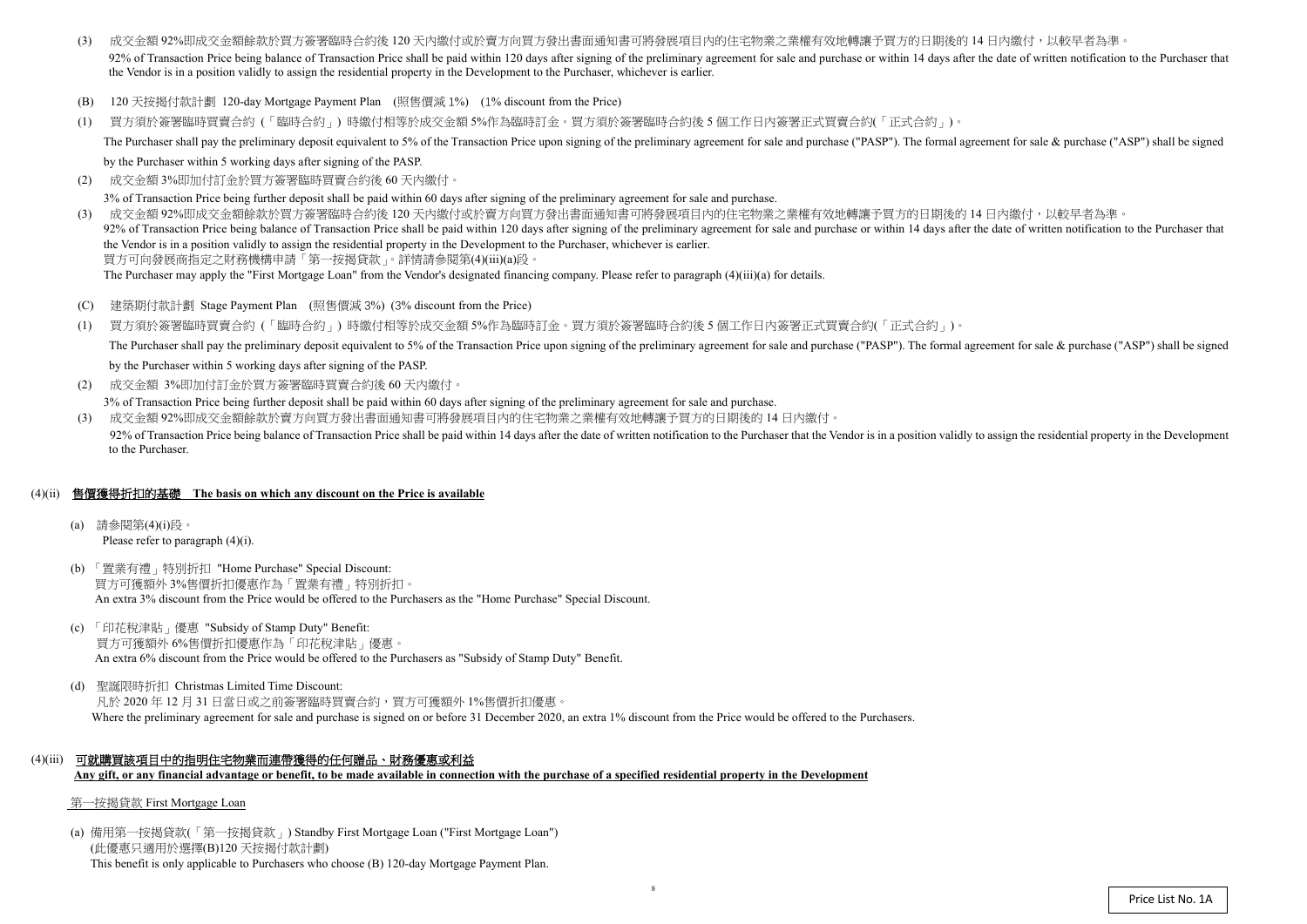(3) 成交金額 92%即成交金額餘款於買方簽署臨時合約後 120 天內繳付或於賣方向買方發出書面通知書可將發展項目內的住宅物業之業權有效地轉讓予買方的日期後的 14 日內繳付，以較早者為準。

92% of Transaction Price being balance of Transaction Price shall be paid within 120 days after signing of the preliminary agreement for sale and purchase or within 14 days after the date of written notification to the Purchaser that the Vendor is in a position validly to assign the residential property in the Development to the Purchaser, whichever is earlier.

(B) 120 天按揭付款計劃 120-day Mortgage Payment Plan (照售價減 1%) (1% discount from the Price)

(1) 買方須於簽署臨時買賣合約 (「臨時合約」) 時繳付相等於成交金額 5%作為臨時訂金。買方須於簽署臨時合約後 5 個工作日內簽署正式買賣合約(「正式合約」)。

The Purchaser shall pay the preliminary deposit equivalent to 5% of the Transaction Price upon signing of the preliminary agreement for sale and purchase ("PASP"). The formal agreement for sale & purchase ("ASP") shall be signed by the Purchaser within 5 working days after signing of the PASP.

(2) 成交金額 3%即加付訂金於買方簽署臨時買賣合約後 60 天內繳付。

3% of Transaction Price being further deposit shall be paid within 60 days after signing of the preliminary agreement for sale and purchase.

(3) 成交金額 92%即成交金額餘款於買方簽署臨時合約後 120 天內繳付或於賣方向買方發出書面通知書可將發展項目內的住宅物業之業權有效地轉讓予買方的日期後的 14 日內繳付，以較早者為準。

92% of Transaction Price being balance of Transaction Price shall be paid within 120 days after signing of the preliminary agreement for sale and purchase or within 14 days after the date of written notification to the Purchaser that the Vendor is in a position validly to assign the residential property in the Development to the Purchaser, whichever is earlier.

買方可向發展商指定之財務機構申請「第一按揭貸款」。詳情請參閱第(4)(iii)(a)段。

The Purchaser may apply the "First Mortgage Loan" from the Vendor's designated financing company. Please refer to paragraph (4)(iii)(a) for details.

(C) 建築期付款計劃 Stage Payment Plan (照售價減 3%) (3% discount from the Price)

(1) 買方須於簽署臨時買賣合約 (「臨時合約」) 時繳付相等於成交金額 5%作為臨時訂金。買方須於簽署臨時合約後 5 個工作日內簽署正式買賣合約(「正式合約」)。

The Purchaser shall pay the preliminary deposit equivalent to 5% of the Transaction Price upon signing of the preliminary agreement for sale and purchase ("PASP"). The formal agreement for sale & purchase ("ASP") shall be signed by the Purchaser within 5 working days after signing of the PASP.

(2) 成交金額 3%即加付訂金於買方簽署臨時買賣合約後 60 天內繳付。

3% of Transaction Price being further deposit shall be paid within 60 days after signing of the preliminary agreement for sale and purchase.

(3) 成交金額 92%即成交金額餘款於賣方向買方發出書面通知書可將發展項目內的住宅物業之業權有效地轉讓予買方的日期後的 14 日內繳付。

92% of Transaction Price being balance of Transaction Price shall be paid within 14 days after the date of written notification to the Purchaser that the Vendor is in a position validly to assign the residential property in the Development to the Purchaser.

## (4)(ii) 售價獲得折扣的基礎 The basis on which any discount on the Price is available

(a) 請參閱第(4)(i)段。
Please refer to paragraph (4)(i).

(b) 「置業有禮」特別折扣 "Home Purchase" Special Discount:
買方可獲額外 3%售價折扣優惠作為「置業有禮」特別折扣。
An extra 3% discount from the Price would be offered to the Purchasers as the "Home Purchase" Special Discount.

(c) 「印花稅津貼」優惠 "Subsidy of Stamp Duty" Benefit:
買方可獲額外 6%售價折扣優惠作為「印花稅津貼」優惠。
An extra 6% discount from the Price would be offered to the Purchasers as "Subsidy of Stamp Duty" Benefit.

(d) 聖誕限時折扣 Christmas Limited Time Discount:
凡於 2020 年 12 月 31 日當日或之前簽署臨時買賣合約，買方可獲額外 1%售價折扣優惠。
Where the preliminary agreement for sale and purchase is signed on or before 31 December 2020, an extra 1% discount from the Price would be offered to the Purchasers.

## (4)(iii) 可就購買該項目中的指明住宅物業而連帶獲得的任何贈品、財務優惠或利益 Any gift, or any financial advantage or benefit, to be made available in connection with the purchase of a specified residential property in the Development

第一按揭貸款 First Mortgage Loan

(a) 備用第一按揭貸款(「第一按揭貸款」) Standby First Mortgage Loan ("First Mortgage Loan")
(此優惠只適用於選擇(B)120 天按揭付款計劃)
This benefit is only applicable to Purchasers who choose (B) 120-day Mortgage Payment Plan.

Price List No. 1A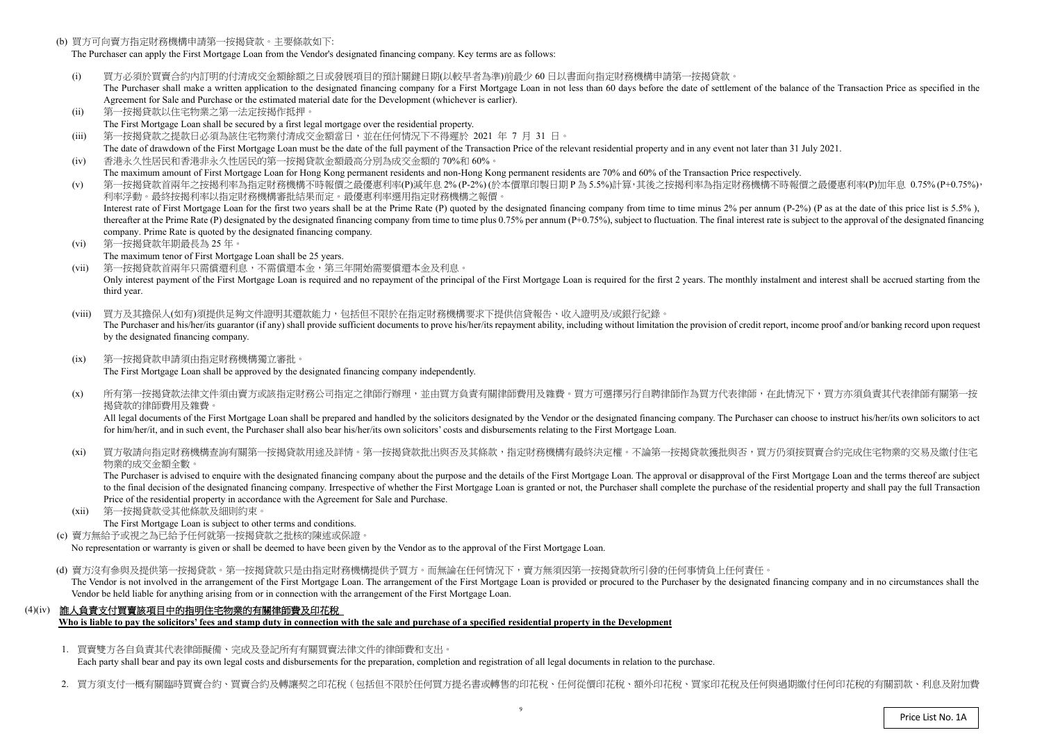(b) 買方可向賣方指定財務機構申請第一按揭貸款。主要條款如下:

The Purchaser can apply the First Mortgage Loan from the Vendor's designated financing company. Key terms are as follows:

(i) 買方必須於買賣合約內訂明的付清成交金額餘額之日或發展項目的預計關鍵日期(以較早者為準)前最少 60 日以書面向指定財務機構申請第一按揭貸款。
The Purchaser shall make a written application to the designated financing company for a First Mortgage Loan in not less than 60 days before the date of settlement of the balance of the Transaction Price as specified in the Agreement for Sale and Purchase or the estimated material date for the Development (whichever is earlier).

(ii) 第一按揭貸款以住宅物業之第一法定按揭作抵押。
The First Mortgage Loan shall be secured by a first legal mortgage over the residential property.

(iii) 第一按揭貸款之提款日必須為該住宅物業付清成交金額當日，並在任何情況下不得遲於 2021 年 7 月 31 日。
The date of drawdown of the First Mortgage Loan must be the date of the full payment of the Transaction Price of the relevant residential property and in any event not later than 31 July 2021.

(iv) 香港永久性居民和香港非永久性居民的第一按揭貸款金額最高分別為成交金額的 70%和 60%。
The maximum amount of First Mortgage Loan for Hong Kong permanent residents and non-Hong Kong permanent residents are 70% and 60% of the Transaction Price respectively.

(v) 第一按揭貸款首兩年之按揭利率為指定財務機構不時報價之最優惠利率(P)減年息 2% (P-2%) (於本價單印製日期 P 為 5.5%)計算，其後之按揭利率為指定財務機構不時報價之最優惠利率(P)加年息 0.75% (P+0.75%)，利率浮動。最終按揭利率以指定財務機構審批結果而定。最優惠利率選用指定財務機構之報價。
Interest rate of First Mortgage Loan for the first two years shall be at the Prime Rate (P) quoted by the designated financing company from time to time minus 2% per annum (P-2%) (P as at the date of this price list is 5.5% ), thereafter at the Prime Rate (P) designated by the designated financing company from time to time plus 0.75% per annum (P+0.75%), subject to fluctuation. The final interest rate is subject to the approval of the designated financing company. Prime Rate is quoted by the designated financing company.

(vi) 第一按揭貸款年期最長為 25 年。
The maximum tenor of First Mortgage Loan shall be 25 years.

(vii) 第一按揭貸款首兩年只需償還利息，不需償還本金，第三年開始需要償還本金及利息。
Only interest payment of the First Mortgage Loan is required and no repayment of the principal of the First Mortgage Loan is required for the first 2 years. The monthly instalment and interest shall be accrued starting from the third year.

(viii) 買方及其擔保人(如有)須提供足夠文件證明其還款能力，包括但不限於在指定財務機構要求下提供信貸報告、收入證明及/或銀行紀錄。
The Purchaser and his/her/its guarantor (if any) shall provide sufficient documents to prove his/her/its repayment ability, including without limitation the provision of credit report, income proof and/or banking record upon request by the designated financing company.

(ix) 第一按揭貸款申請須由指定財務機構獨立審批。
The First Mortgage Loan shall be approved by the designated financing company independently.

(x) 所有第一按揭貸款法律文件須由賣方或該指定財務公司指定之律師行辦理，並由買方負責有關律師費用及雜費。買方可選擇另行自聘律師作為買方代表律師，在此情況下，買方亦須負責其代表律師有關第一按揭貸款的律師費用及雜費。
All legal documents of the First Mortgage Loan shall be prepared and handled by the solicitors designated by the Vendor or the designated financing company. The Purchaser can choose to instruct his/her/its own solicitors to act for him/her/it, and in such event, the Purchaser shall also bear his/her/its own solicitors' costs and disbursements relating to the First Mortgage Loan.

(xi) 買方敬請向指定財務機構查詢有關第一按揭貸款用途及詳情。第一按揭貸款批出與否及其條款，指定財務機構有最終決定權。不論第一按揭貸款獲批與否，買方仍須按買賣合約完成住宅物業的交易及繳付住宅物業的成交金額全數。
The Purchaser is advised to enquire with the designated financing company about the purpose and the details of the First Mortgage Loan. The approval or disapproval of the First Mortgage Loan and the terms thereof are subject to the final decision of the designated financing company. Irrespective of whether the First Mortgage Loan is granted or not, the Purchaser shall complete the purchase of the residential property and shall pay the full Transaction Price of the residential property in accordance with the Agreement for Sale and Purchase.

(xii) 第一按揭貸款受其他條款及細則約束。
The First Mortgage Loan is subject to other terms and conditions.

(c) 賣方無給予或視之為已給予任何就第一按揭貸款之批核的陳述或保證。
No representation or warranty is given or shall be deemed to have been given by the Vendor as to the approval of the First Mortgage Loan.

(d) 賣方沒有參與及提供第一按揭貸款。第一按揭貸款只是由指定財務機構提供予買方。而無論在任何情況下，賣方無須因第一按揭貸款所引發的任何事情負上任何責任。
The Vendor is not involved in the arrangement of the First Mortgage Loan. The arrangement of the First Mortgage Loan is provided or procured to the Purchaser by the designated financing company and in no circumstances shall the Vendor be held liable for anything arising from or in connection with the arrangement of the First Mortgage Loan.

## (4)(iv) 誰人負責支付買賣該項目中的指明住宅物業的有關律師費及印花稅
## Who is liable to pay the solicitors' fees and stamp duty in connection with the sale and purchase of a specified residential property in the Development

1. 買賣雙方各自負責其代表律師擬備、完成及登記所有有關買賣法律文件的律師費和支出。
Each party shall bear and pay its own legal costs and disbursements for the preparation, completion and registration of all legal documents in relation to the purchase.

2. 買方須支付一概有關臨時買賣合約、買賣合約及轉讓契之印花稅（包括但不限於任何買方提名書或轉售的印花稅、任何從價印花稅、額外印花稅、買家印花稅及任何與過期繳付任何印花稅的有關罰款、利息及附加費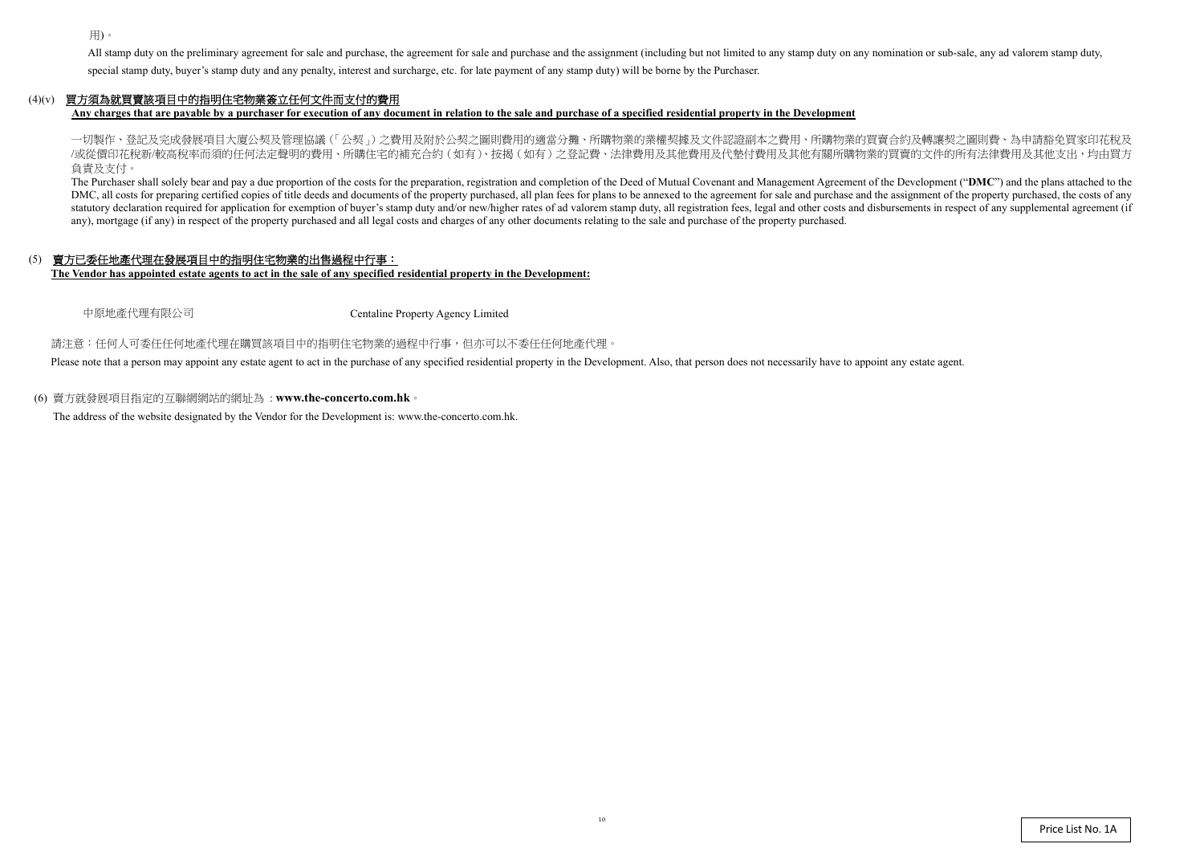用)。

All stamp duty on the preliminary agreement for sale and purchase, the agreement for sale and purchase and the assignment (including but not limited to any stamp duty on any nomination or sub-sale, any ad valorem stamp duty, special stamp duty, buyer's stamp duty and any penalty, interest and surcharge, etc. for late payment of any stamp duty) will be borne by the Purchaser.

(4)(v) <u>買方須為就買賣該項目中的指明住宅物業簽立任何文件而支付的費用</u>

**<u>Any charges that are payable by a purchaser for execution of any document in relation to the sale and purchase of a specified residential property in the Development</u>**

一切製作、登記及完成發展項目大廈公契及管理協議(「公契」)之費用及附於公契之圖則費用的適當分攤、所購物業的業權契據及文件認證副本之費用、所購物業的買賣合約及轉讓契之圖則費、為申請豁免買家印花稅及/或從價印花稅新/較高稅率而須的任何法定聲明的費用、所購住宅的補充合約(如有)、按揭(如有)之登記費、法律費用及其他費用及代墊付費用及其他有關所購物業的買賣的文件的所有法律費用及其他支出,均由買方負責及支付。

The Purchaser shall solely bear and pay a due proportion of the costs for the preparation, registration and completion of the Deed of Mutual Covenant and Management Agreement of the Development ("**DMC**") and the plans attached to the DMC, all costs for preparing certified copies of title deeds and documents of the property purchased, all plan fees for plans to be annexed to the agreement for sale and purchase and the assignment of the property purchased, the costs of any statutory declaration required for application for exemption of buyer's stamp duty and/or new/higher rates of ad valorem stamp duty, all registration fees, legal and other costs and disbursements in respect of any supplemental agreement (if any), mortgage (if any) in respect of the property purchased and all legal costs and charges of any other documents relating to the sale and purchase of the property purchased.

(5) <u>賣方已委任地產代理在發展項目中的指明住宅物業的出售過程中行事:</u>

**<u>The Vendor has appointed estate agents to act in the sale of any specified residential property in the Development:</u>**

中原地產代理有限公司　　Centaline Property Agency Limited

請注意:任何人可委任任何地產代理在購買該項目中的指明住宅物業的過程中行事,但亦可以不委任任何地產代理。

Please note that a person may appoint any estate agent to act in the purchase of any specified residential property in the Development. Also, that person does not necessarily have to appoint any estate agent.

(6) 賣方就發展項目指定的互聯網網站的網址為 : **www.the-concerto.com.hk**。

The address of the website designated by the Vendor for the Development is: www.the-concerto.com.hk.

Price List No. 1A